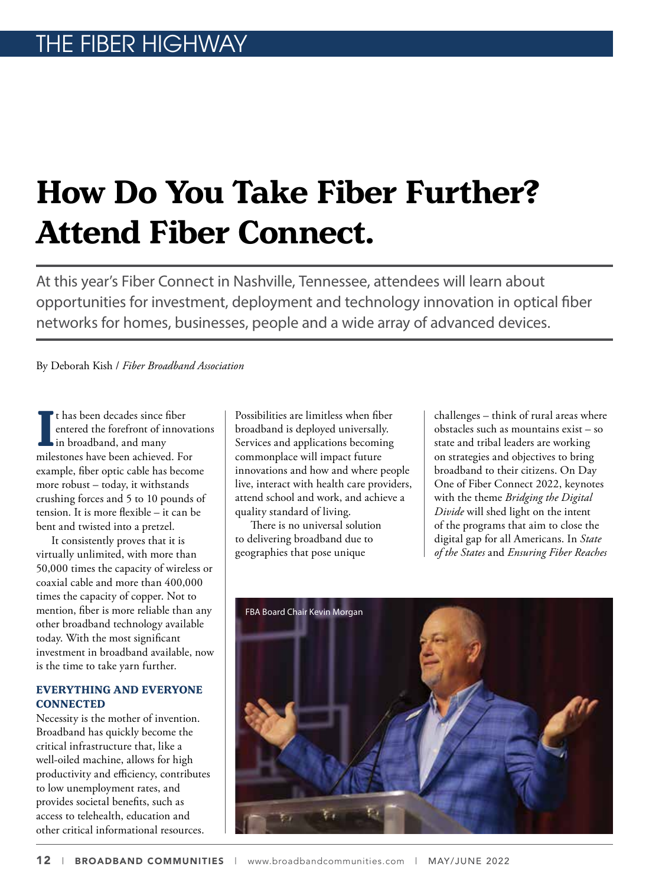# How Do You Take Fiber Further? Attend Fiber Connect.

At this year's Fiber Connect in Nashville, Tennessee, attendees will learn about opportunities for investment, deployment and technology innovation in optical fiber networks for homes, businesses, people and a wide array of advanced devices.

By Deborah Kish / *Fiber Broadband Association*

It has been decades since fiber entered the forefront of innovations in broadband, and many milestones have been achieved. For example, fiber optic cable has become more robust – today, it withstands crushing forces and 5 to 10 pounds of tension. It is more flexible – it can be bent and twisted into a pretzel.

It consistently proves that it is virtually unlimited, with more than 50,000 times the capacity of wireless or coaxial cable and more than 400,000 times the capacity of copper. Not to mention, fiber is more reliable than any other broadband technology available today. With the most significant investment in broadband available, now is the time to take yarn further.

### EVERYTHING AND EVERYONE CONNECTED

Necessity is the mother of invention. Broadband has quickly become the critical infrastructure that, like a well-oiled machine, allows for high productivity and efficiency, contributes to low unemployment rates, and provides societal benefits, such as access to telehealth, education and other critical informational resources. Possibilities are limitless when fiber broadband is deployed universally. Services and applications becoming commonplace will impact future innovations and how and where people live, interact with health care providers, attend school and work, and achieve a quality standard of living.

There is no universal solution to delivering broadband due to geographies that pose unique challenges – think of rural areas where obstacles such as mountains exist – so state and tribal leaders are working on strategies and objectives to bring broadband to their citizens. On Day One of Fiber Connect 2022, keynotes with the theme *Bridging the Digital Divide* will shed light on the intent of the programs that aim to close the digital gap for all Americans. In *State of the States* and *Ensuring Fiber Reaches*

FBA Board Chair Kevin Morgan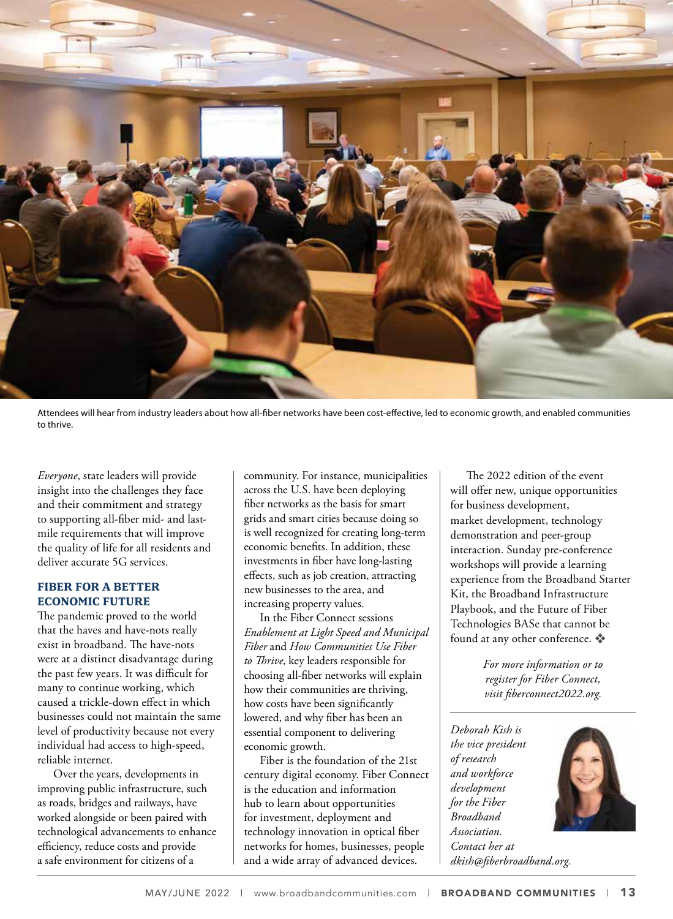Attendees will hear from industry leaders about how all-fiber networks have been cost-effective, led to economic growth, and enabled communities to thrive.

*Everyone*, state leaders will provide insight into the challenges they face and their commitment and strategy to supporting all-fiber mid- and last-mile requirements that will improve the quality of life for all residents and deliver accurate 5G services.

## FIBER FOR A BETTER ECONOMIC FUTURE

The pandemic proved to the world that the haves and have-nots really exist in broadband. The have-nots were at a distinct disadvantage during the past few years. It was difficult for many to continue working, which caused a trickle-down effect in which businesses could not maintain the same level of productivity because not every individual had access to high-speed, reliable internet.

Over the years, developments in improving public infrastructure, such as roads, bridges and railways, have worked alongside or been paired with technological advancements to enhance efficiency, reduce costs and provide a safe environment for citizens of a community. For instance, municipalities across the U.S. have been deploying fiber networks as the basis for smart grids and smart cities because doing so is well recognized for creating long-term economic benefits. In addition, these investments in fiber have long-lasting effects, such as job creation, attracting new businesses to the area, and increasing property values.

In the Fiber Connect sessions *Enablement at Light Speed and Municipal Fiber* and *How Communities Use Fiber to Thrive*, key leaders responsible for choosing all-fiber networks will explain how their communities are thriving, how costs have been significantly lowered, and why fiber has been an essential component to delivering economic growth.

Fiber is the foundation of the 21st century digital economy. Fiber Connect is the education and information hub to learn about opportunities for investment, deployment and technology innovation in optical fiber networks for homes, businesses, people and a wide array of advanced devices.

The 2022 edition of the event will offer new, unique opportunities for business development, market development, technology demonstration and peer-group interaction. Sunday pre-conference workshops will provide a learning experience from the Broadband Starter Kit, the Broadband Infrastructure Playbook, and the Future of Fiber Technologies BASe that cannot be found at any other conference. ❖

*For more information or to register for Fiber Connect, visit fiberconnect2022.org.*

---

*Deborah Kish is the vice president of research and workforce development for the Fiber Broadband Association. Contact her at dkish@fiberbroadband.org.*